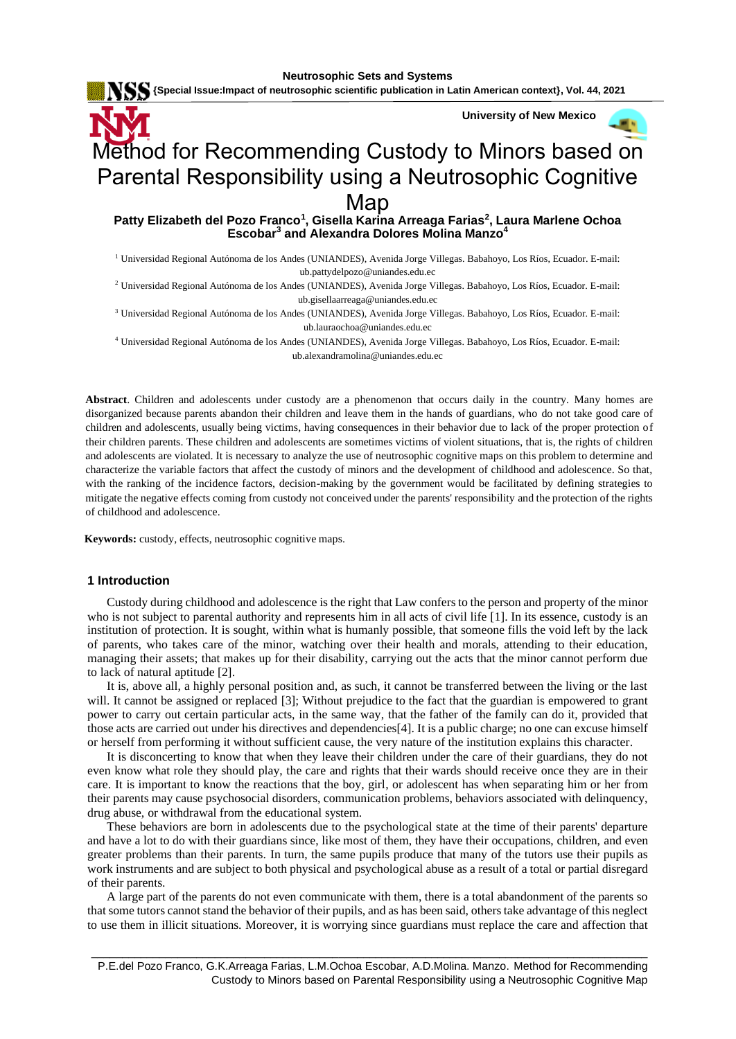# Method for Recommending Custody to Minors based on Parental Responsibility using a Neutrosophic Cognitive Map

**Patty Elizabeth del Pozo Franco[1], Gisella Karina Arreaga Farias[2], Laura Marlene Ochoa Escobar[3] and Alexandra Dolores Molina Manzo[4]**

[1] Universidad Regional Autónoma de los Andes (UNIANDES), Avenida Jorge Villegas. Babahoyo, Los Ríos, Ecuador. E-mail: ub.pattydelpozo@uniandes.edu.ec

[2] Universidad Regional Autónoma de los Andes (UNIANDES), Avenida Jorge Villegas. Babahoyo, Los Ríos, Ecuador. E-mail: ub.gisellaarreaga@uniandes.edu.ec

[3] Universidad Regional Autónoma de los Andes (UNIANDES), Avenida Jorge Villegas. Babahoyo, Los Ríos, Ecuador. E-mail: ub.lauraochoa@uniandes.edu.ec

[4] Universidad Regional Autónoma de los Andes (UNIANDES), Avenida Jorge Villegas. Babahoyo, Los Ríos, Ecuador. E-mail: ub.alexandramolina@uniandes.edu.ec

**Abstract**. Children and adolescents under custody are a phenomenon that occurs daily in the country. Many homes are disorganized because parents abandon their children and leave them in the hands of guardians, who do not take good care of children and adolescents, usually being victims, having consequences in their behavior due to lack of the proper protection of their children parents. These children and adolescents are sometimes victims of violent situations, that is, the rights of children and adolescents are violated. It is necessary to analyze the use of neutrosophic cognitive maps on this problem to determine and characterize the variable factors that affect the custody of minors and the development of childhood and adolescence. So that, with the ranking of the incidence factors, decision-making by the government would be facilitated by defining strategies to mitigate the negative effects coming from custody not conceived under the parents' responsibility and the protection of the rights of childhood and adolescence.

**Keywords:** custody, effects, neutrosophic cognitive maps.

## 1 Introduction

Custody during childhood and adolescence is the right that Law confers to the person and property of the minor who is not subject to parental authority and represents him in all acts of civil life [1]. In its essence, custody is an institution of protection. It is sought, within what is humanly possible, that someone fills the void left by the lack of parents, who takes care of the minor, watching over their health and morals, attending to their education, managing their assets; that makes up for their disability, carrying out the acts that the minor cannot perform due to lack of natural aptitude [2].

It is, above all, a highly personal position and, as such, it cannot be transferred between the living or the last will. It cannot be assigned or replaced [3]; Without prejudice to the fact that the guardian is empowered to grant power to carry out certain particular acts, in the same way, that the father of the family can do it, provided that those acts are carried out under his directives and dependencies[4]. It is a public charge; no one can excuse himself or herself from performing it without sufficient cause, the very nature of the institution explains this character.

It is disconcerting to know that when they leave their children under the care of their guardians, they do not even know what role they should play, the care and rights that their wards should receive once they are in their care. It is important to know the reactions that the boy, girl, or adolescent has when separating him or her from their parents may cause psychosocial disorders, communication problems, behaviors associated with delinquency, drug abuse, or withdrawal from the educational system.

These behaviors are born in adolescents due to the psychological state at the time of their parents' departure and have a lot to do with their guardians since, like most of them, they have their occupations, children, and even greater problems than their parents. In turn, the same pupils produce that many of the tutors use their pupils as work instruments and are subject to both physical and psychological abuse as a result of a total or partial disregard of their parents.

A large part of the parents do not even communicate with them, there is a total abandonment of the parents so that some tutors cannot stand the behavior of their pupils, and as has been said, others take advantage of this neglect to use them in illicit situations. Moreover, it is worrying since guardians must replace the care and affection that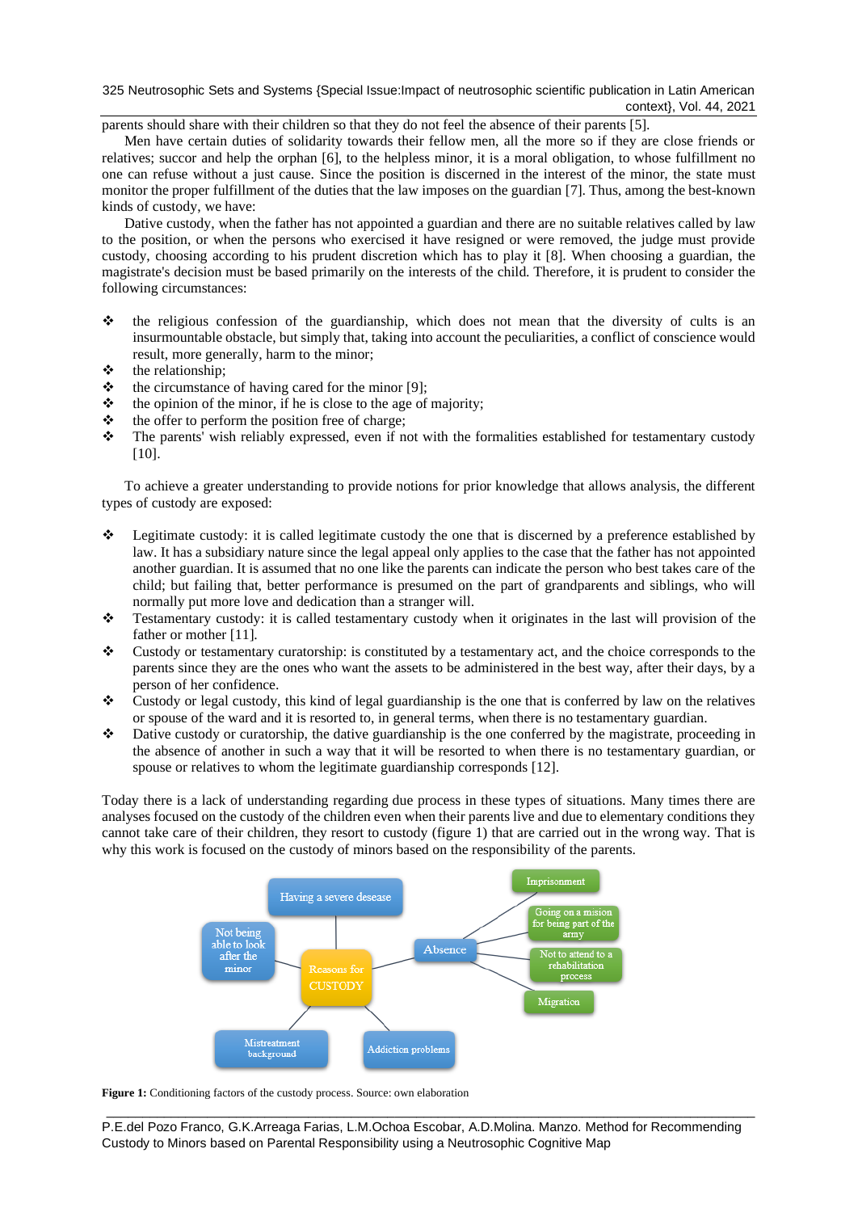parents should share with their children so that they do not feel the absence of their parents [5].

Men have certain duties of solidarity towards their fellow men, all the more so if they are close friends or relatives; succor and help the orphan [6], to the helpless minor, it is a moral obligation, to whose fulfillment no one can refuse without a just cause. Since the position is discerned in the interest of the minor, the state must monitor the proper fulfillment of the duties that the law imposes on the guardian [7]. Thus, among the best-known kinds of custody, we have:

Dative custody, when the father has not appointed a guardian and there are no suitable relatives called by law to the position, or when the persons who exercised it have resigned or were removed, the judge must provide custody, choosing according to his prudent discretion which has to play it [8]. When choosing a guardian, the magistrate's decision must be based primarily on the interests of the child. Therefore, it is prudent to consider the following circumstances:

- the religious confession of the guardianship, which does not mean that the diversity of cults is an insurmountable obstacle, but simply that, taking into account the peculiarities, a conflict of conscience would result, more generally, harm to the minor;
- the relationship;
- the circumstance of having cared for the minor [9];
- the opinion of the minor, if he is close to the age of majority;
- the offer to perform the position free of charge;
- The parents' wish reliably expressed, even if not with the formalities established for testamentary custody [10].

To achieve a greater understanding to provide notions for prior knowledge that allows analysis, the different types of custody are exposed:

- Legitimate custody: it is called legitimate custody the one that is discerned by a preference established by law. It has a subsidiary nature since the legal appeal only applies to the case that the father has not appointed another guardian. It is assumed that no one like the parents can indicate the person who best takes care of the child; but failing that, better performance is presumed on the part of grandparents and siblings, who will normally put more love and dedication than a stranger will.
- Testamentary custody: it is called testamentary custody when it originates in the last will provision of the father or mother [11].
- Custody or testamentary curatorship: is constituted by a testamentary act, and the choice corresponds to the parents since they are the ones who want the assets to be administered in the best way, after their days, by a person of her confidence.
- Custody or legal custody, this kind of legal guardianship is the one that is conferred by law on the relatives or spouse of the ward and it is resorted to, in general terms, when there is no testamentary guardian.
- Dative custody or curatorship, the dative guardianship is the one conferred by the magistrate, proceeding in the absence of another in such a way that it will be resorted to when there is no testamentary guardian, or spouse or relatives to whom the legitimate guardianship corresponds [12].

Today there is a lack of understanding regarding due process in these types of situations. Many times there are analyses focused on the custody of the children even when their parents live and due to elementary conditions they cannot take care of their children, they resort to custody (figure 1) that are carried out in the wrong way. That is why this work is focused on the custody of minors based on the responsibility of the parents.

**Figure 1:** Conditioning factors of the custody process. Source: own elaboration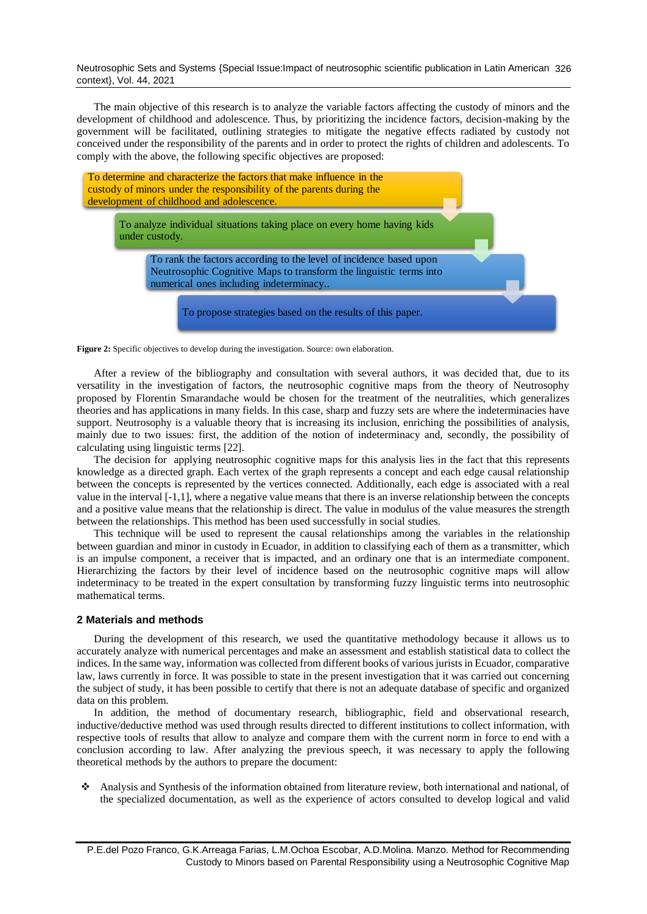The main objective of this research is to analyze the variable factors affecting the custody of minors and the development of childhood and adolescence. Thus, by prioritizing the incidence factors, decision-making by the government will be facilitated, outlining strategies to mitigate the negative effects radiated by custody not conceived under the responsibility of the parents and in order to protect the rights of children and adolescents. To comply with the above, the following specific objectives are proposed:

- To determine and characterize the factors that make influence in the custody of minors under the responsibility of the parents during the development of childhood and adolescence.
- To analyze individual situations taking place on every home having kids under custody.
- To rank the factors according to the level of incidence based upon Neutrosophic Cognitive Maps to transform the linguistic terms into numerical ones including indeterminacy..
- To propose strategies based on the results of this paper.

**Figure 2:** Specific objectives to develop during the investigation. Source: own elaboration.

After a review of the bibliography and consultation with several authors, it was decided that, due to its versatility in the investigation of factors, the neutrosophic cognitive maps from the theory of Neutrosophy proposed by Florentin Smarandache would be chosen for the treatment of the neutralities, which generalizes theories and has applications in many fields. In this case, sharp and fuzzy sets are where the indeterminacies have support. Neutrosophy is a valuable theory that is increasing its inclusion, enriching the possibilities of analysis, mainly due to two issues: first, the addition of the notion of indeterminacy and, secondly, the possibility of calculating using linguistic terms [22].

The decision for applying neutrosophic cognitive maps for this analysis lies in the fact that this represents knowledge as a directed graph. Each vertex of the graph represents a concept and each edge causal relationship between the concepts is represented by the vertices connected. Additionally, each edge is associated with a real value in the interval [-1,1], where a negative value means that there is an inverse relationship between the concepts and a positive value means that the relationship is direct. The value in modulus of the value measures the strength between the relationships. This method has been used successfully in social studies.

This technique will be used to represent the causal relationships among the variables in the relationship between guardian and minor in custody in Ecuador, in addition to classifying each of them as a transmitter, which is an impulse component, a receiver that is impacted, and an ordinary one that is an intermediate component. Hierarchizing the factors by their level of incidence based on the neutrosophic cognitive maps will allow indeterminacy to be treated in the expert consultation by transforming fuzzy linguistic terms into neutrosophic mathematical terms.

## 2 Materials and methods

During the development of this research, we used the quantitative methodology because it allows us to accurately analyze with numerical percentages and make an assessment and establish statistical data to collect the indices. In the same way, information was collected from different books of various jurists in Ecuador, comparative law, laws currently in force. It was possible to state in the present investigation that it was carried out concerning the subject of study, it has been possible to certify that there is not an adequate database of specific and organized data on this problem.

In addition, the method of documentary research, bibliographic, field and observational research, inductive/deductive method was used through results directed to different institutions to collect information, with respective tools of results that allow to analyze and compare them with the current norm in force to end with a conclusion according to law. After analyzing the previous speech, it was necessary to apply the following theoretical methods by the authors to prepare the document:

- Analysis and Synthesis of the information obtained from literature review, both international and national, of the specialized documentation, as well as the experience of actors consulted to develop logical and valid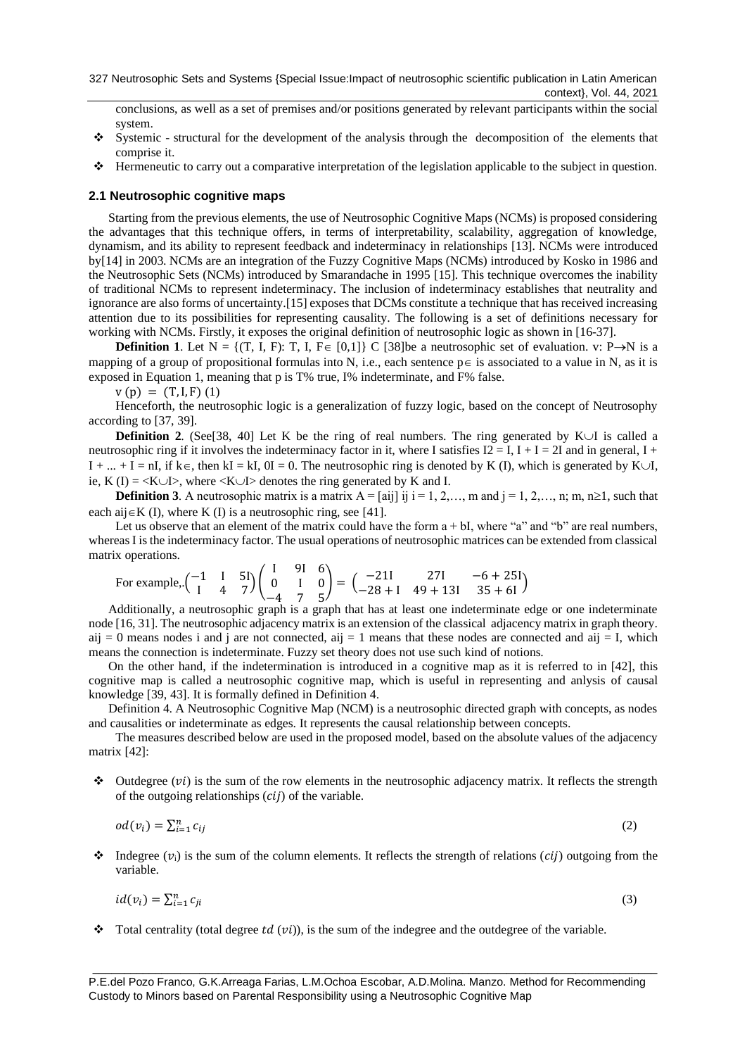conclusions, as well as a set of premises and/or positions generated by relevant participants within the social system.

- ❖ Systemic - structural for the development of the analysis through the decomposition of the elements that comprise it.
- ❖ Hermeneutic to carry out a comparative interpretation of the legislation applicable to the subject in question.

## 2.1 Neutrosophic cognitive maps

Starting from the previous elements, the use of Neutrosophic Cognitive Maps (NCMs) is proposed considering the advantages that this technique offers, in terms of interpretability, scalability, aggregation of knowledge, dynamism, and its ability to represent feedback and indeterminacy in relationships [13]. NCMs were introduced by[14] in 2003. NCMs are an integration of the Fuzzy Cognitive Maps (NCMs) introduced by Kosko in 1986 and the Neutrosophic Sets (NCMs) introduced by Smarandache in 1995 [15]. This technique overcomes the inability of traditional NCMs to represent indeterminacy. The inclusion of indeterminacy establishes that neutrality and ignorance are also forms of uncertainty.[15] exposes that DCMs constitute a technique that has received increasing attention due to its possibilities for representing causality. The following is a set of definitions necessary for working with NCMs. Firstly, it exposes the original definition of neutrosophic logic as shown in [16-37].

**Definition 1**. Let N = {(T, I, F): T, I, F∈ [0,1]} C [38]be a neutrosophic set of evaluation. v: P→N is a mapping of a group of propositional formulas into N, i.e., each sentence p∈ is associated to a value in N, as it is exposed in Equation 1, meaning that p is T% true, I% indeterminate, and F% false.

$v(p) = (T, I, F)$ (1)

Henceforth, the neutrosophic logic is a generalization of fuzzy logic, based on the concept of Neutrosophy according to [37, 39].

**Definition 2**. (See[38, 40] Let K be the ring of real numbers. The ring generated by K∪I is called a neutrosophic ring if it involves the indeterminacy factor in it, where I satisfies I2 = I, I + I = 2I and in general, I + I + ... + I = nI, if k∈, then kI = kI, 0I = 0. The neutrosophic ring is denoted by K (I), which is generated by K∪I, ie, K (I) = <K∪I>, where <K∪I> denotes the ring generated by K and I.

**Definition 3**. A neutrosophic matrix is a matrix A = [aij] ij i = 1, 2,…, m and j = 1, 2,…, n; m, n≥1, such that each aij∈K (I), where K (I) is a neutrosophic ring, see [41].

Let us observe that an element of the matrix could have the form a + bI, where "a" and "b" are real numbers, whereas I is the indeterminacy factor. The usual operations of neutrosophic matrices can be extended from classical matrix operations.

For example,.$\begin{pmatrix} -1 & I & 5I \\ I & 4 & 7 \end{pmatrix} \begin{pmatrix} I & 9I & 6 \\ 0 & I & 0 \\ -4 & 7 & 5 \end{pmatrix} = \begin{pmatrix} -21I & 27I & -6+25I \\ -28+I & 49+13I & 35+6I \end{pmatrix}$

Additionally, a neutrosophic graph is a graph that has at least one indeterminate edge or one indeterminate node [16, 31]. The neutrosophic adjacency matrix is an extension of the classical adjacency matrix in graph theory. aij = 0 means nodes i and j are not connected, aij = 1 means that these nodes are connected and aij = I, which means the connection is indeterminate. Fuzzy set theory does not use such kind of notions.

On the other hand, if the indetermination is introduced in a cognitive map as it is referred to in [42], this cognitive map is called a neutrosophic cognitive map, which is useful in representing and anlysis of causal knowledge [39, 43]. It is formally defined in Definition 4.

Definition 4. A Neutrosophic Cognitive Map (NCM) is a neutrosophic directed graph with concepts, as nodes and causalities or indeterminate as edges. It represents the causal relationship between concepts.

The measures described below are used in the proposed model, based on the absolute values of the adjacency matrix [42]:

- ❖ Outdegree ($vi$) is the sum of the row elements in the neutrosophic adjacency matrix. It reflects the strength of the outgoing relationships ($cij$) of the variable.

$$od(v_i) = \sum_{i=1}^{n} c_{ij} \tag{2}$$

- ❖ Indegree ($v_i$) is the sum of the column elements. It reflects the strength of relations ($cij$) outgoing from the variable.

$$id(v_i) = \sum_{i=1}^{n} c_{ji} \tag{3}$$

- ❖ Total centrality (total degree $td$ ($vi$)), is the sum of the indegree and the outdegree of the variable.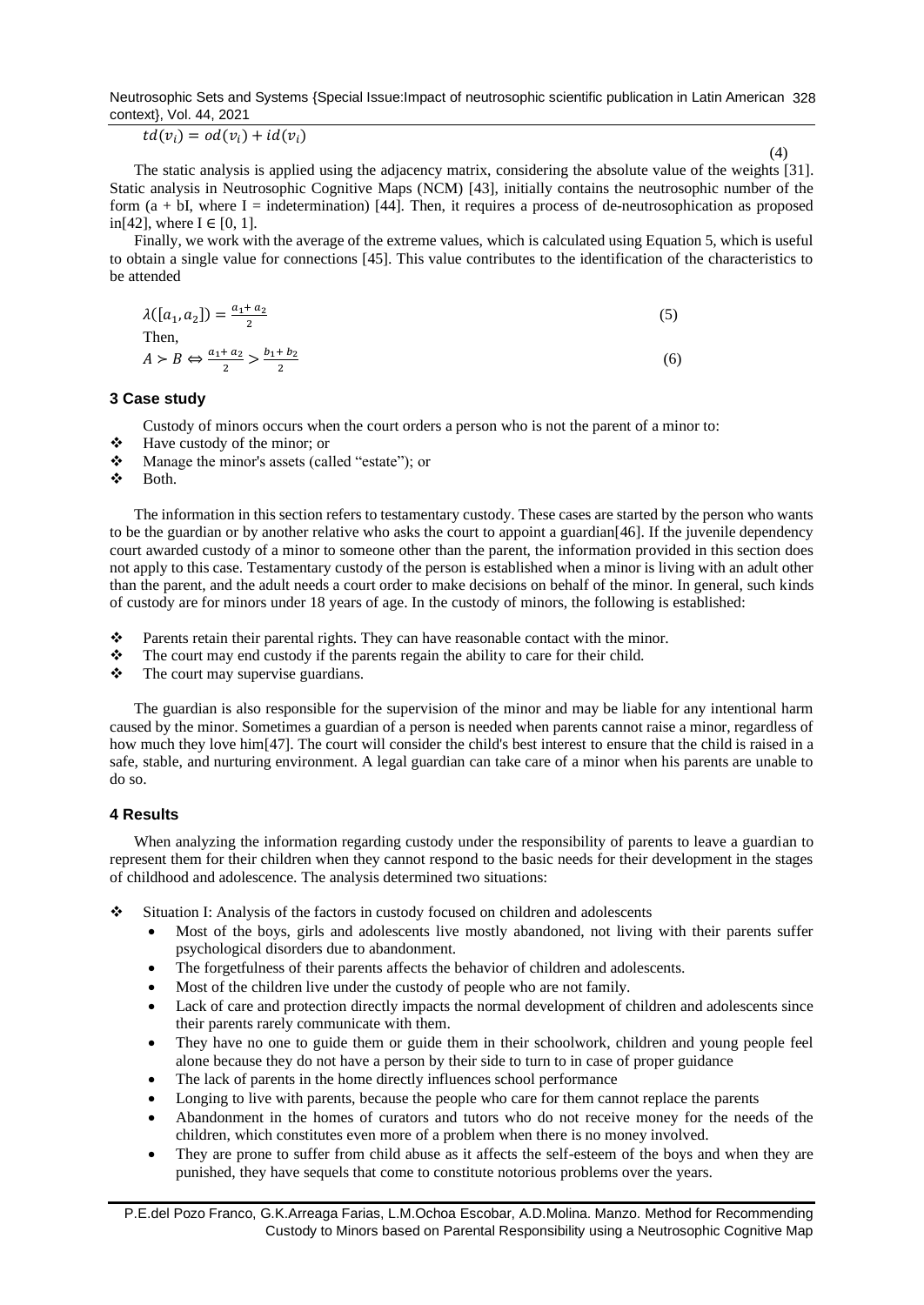$$td(v_i) = od(v_i) + id(v_i) \tag{4}$$

The static analysis is applied using the adjacency matrix, considering the absolute value of the weights [31]. Static analysis in Neutrosophic Cognitive Maps (NCM) [43], initially contains the neutrosophic number of the form ($a + bI$, where $I$ = indetermination) [44]. Then, it requires a process of de-neutrosophication as proposed in[42], where $I \in [0, 1]$.

Finally, we work with the average of the extreme values, which is calculated using Equation 5, which is useful to obtain a single value for connections [45]. This value contributes to the identification of the characteristics to be attended

$$\lambda([a_1, a_2]) = \frac{a_1 + a_2}{2} \tag{5}$$

Then,

$$A \succ B \Leftrightarrow \frac{a_1 + a_2}{2} > \frac{b_1 + b_2}{2} \tag{6}$$

## 3 Case study

Custody of minors occurs when the court orders a person who is not the parent of a minor to:

- Have custody of the minor; or
- Manage the minor's assets (called "estate"); or
- Both.

The information in this section refers to testamentary custody. These cases are started by the person who wants to be the guardian or by another relative who asks the court to appoint a guardian[46]. If the juvenile dependency court awarded custody of a minor to someone other than the parent, the information provided in this section does not apply to this case. Testamentary custody of the person is established when a minor is living with an adult other than the parent, and the adult needs a court order to make decisions on behalf of the minor. In general, such kinds of custody are for minors under 18 years of age. In the custody of minors, the following is established:

- Parents retain their parental rights. They can have reasonable contact with the minor.
- The court may end custody if the parents regain the ability to care for their child.
- The court may supervise guardians.

The guardian is also responsible for the supervision of the minor and may be liable for any intentional harm caused by the minor. Sometimes a guardian of a person is needed when parents cannot raise a minor, regardless of how much they love him[47]. The court will consider the child's best interest to ensure that the child is raised in a safe, stable, and nurturing environment. A legal guardian can take care of a minor when his parents are unable to do so.

## 4 Results

When analyzing the information regarding custody under the responsibility of parents to leave a guardian to represent them for their children when they cannot respond to the basic needs for their development in the stages of childhood and adolescence. The analysis determined two situations:

- Situation I: Analysis of the factors in custody focused on children and adolescents
  - Most of the boys, girls and adolescents live mostly abandoned, not living with their parents suffer psychological disorders due to abandonment.
  - The forgetfulness of their parents affects the behavior of children and adolescents.
  - Most of the children live under the custody of people who are not family.
  - Lack of care and protection directly impacts the normal development of children and adolescents since their parents rarely communicate with them.
  - They have no one to guide them or guide them in their schoolwork, children and young people feel alone because they do not have a person by their side to turn to in case of proper guidance
  - The lack of parents in the home directly influences school performance
  - Longing to live with parents, because the people who care for them cannot replace the parents
  - Abandonment in the homes of curators and tutors who do not receive money for the needs of the children, which constitutes even more of a problem when there is no money involved.
  - They are prone to suffer from child abuse as it affects the self-esteem of the boys and when they are punished, they have sequels that come to constitute notorious problems over the years.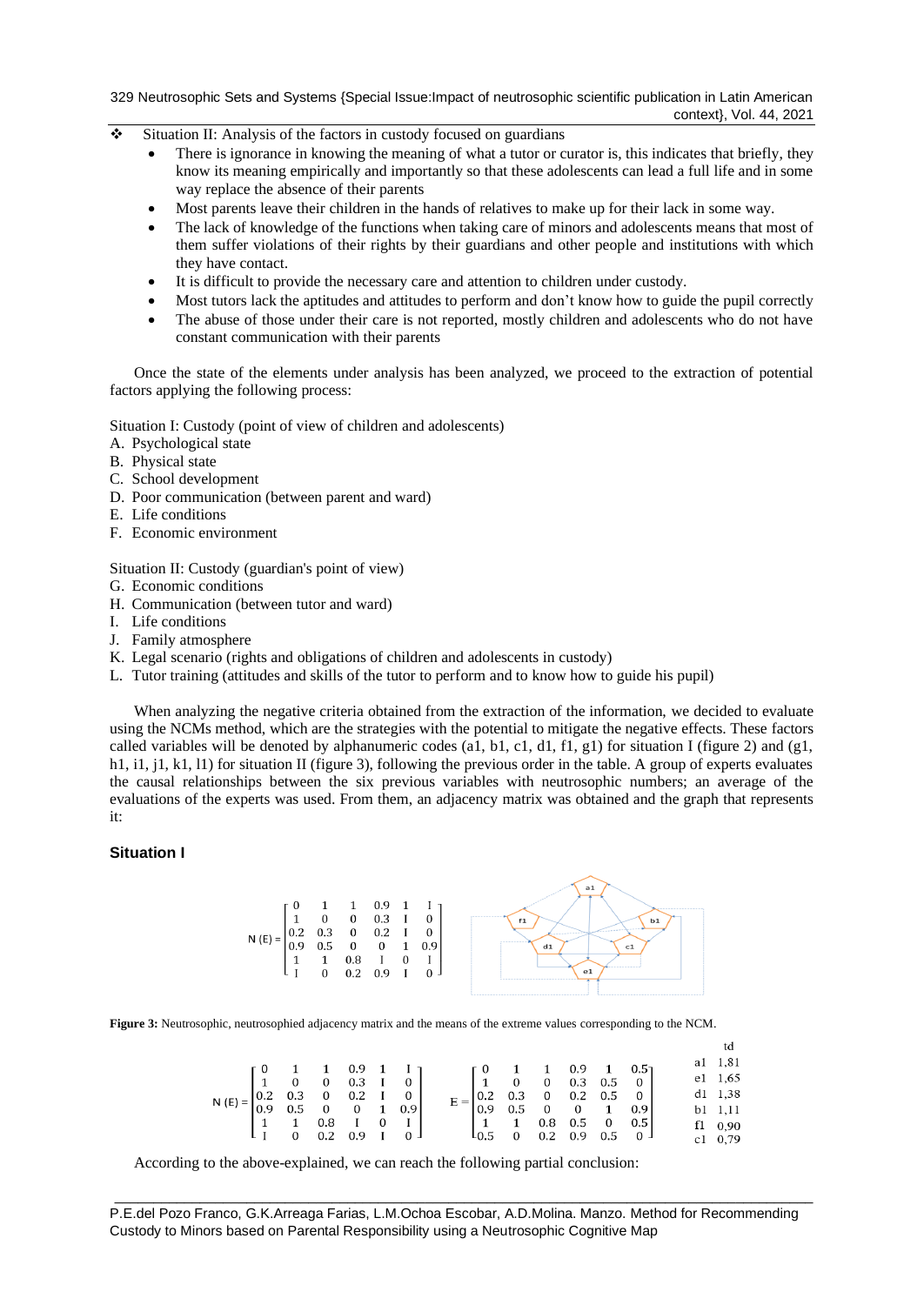❖ Situation II: Analysis of the factors in custody focused on guardians

- There is ignorance in knowing the meaning of what a tutor or curator is, this indicates that briefly, they know its meaning empirically and importantly so that these adolescents can lead a full life and in some way replace the absence of their parents
- Most parents leave their children in the hands of relatives to make up for their lack in some way.
- The lack of knowledge of the functions when taking care of minors and adolescents means that most of them suffer violations of their rights by their guardians and other people and institutions with which they have contact.
- It is difficult to provide the necessary care and attention to children under custody.
- Most tutors lack the aptitudes and attitudes to perform and don't know how to guide the pupil correctly
- The abuse of those under their care is not reported, mostly children and adolescents who do not have constant communication with their parents

Once the state of the elements under analysis has been analyzed, we proceed to the extraction of potential factors applying the following process:

Situation I: Custody (point of view of children and adolescents)

A. Psychological state
B. Physical state
C. School development
D. Poor communication (between parent and ward)
E. Life conditions
F. Economic environment

Situation II: Custody (guardian's point of view)

G. Economic conditions
H. Communication (between tutor and ward)
I. Life conditions
J. Family atmosphere
K. Legal scenario (rights and obligations of children and adolescents in custody)
L. Tutor training (attitudes and skills of the tutor to perform and to know how to guide his pupil)

When analyzing the negative criteria obtained from the extraction of the information, we decided to evaluate using the NCMs method, which are the strategies with the potential to mitigate the negative effects. These factors called variables will be denoted by alphanumeric codes (a1, b1, c1, d1, f1, g1) for situation I (figure 2) and (g1, h1, i1, j1, k1, l1) for situation II (figure 3), following the previous order in the table. A group of experts evaluates the causal relationships between the six previous variables with neutrosophic numbers; an average of the evaluations of the experts was used. From them, an adjacency matrix was obtained and the graph that represents it:

### Situation I

$$
N(E) = \begin{bmatrix} 0 & 1 & 1 & 0.9 & 1 & I \\ 1 & 0 & 0 & 0.3 & I & 0 \\ 0.2 & 0.3 & 0 & 0.2 & I & 0 \\ 0.9 & 0.5 & 0 & 0 & 1 & 0.9 \\ 1 & 1 & 0.8 & I & 0 & I \\ I & 0 & 0.2 & 0.9 & I & 0 \end{bmatrix}
$$

**Figure 3:** Neutrosophic, neutrosophied adjacency matrix and the means of the extreme values corresponding to the NCM.

$$
N(E) = \begin{bmatrix} 0 & 1 & 1 & 0.9 & 1 & I \\ 1 & 0 & 0 & 0.3 & I & 0 \\ 0.2 & 0.3 & 0 & 0.2 & I & 0 \\ 0.9 & 0.5 & 0 & 0 & 1 & 0.9 \\ 1 & 1 & 0.8 & I & 0 & I \\ I & 0 & 0.2 & 0.9 & I & 0 \end{bmatrix}
\quad
E = \begin{bmatrix} 0 & 1 & 1 & 0.9 & 1 & 0.5 \\ 1 & 0 & 0 & 0.3 & 0.5 & 0 \\ 0.2 & 0.3 & 0 & 0.2 & 0.5 & 0 \\ 0.9 & 0.5 & 0 & 0 & 1 & 0.9 \\ 1 & 1 & 0.8 & 0.5 & 0 & 0.5 \\ 0.5 & 0 & 0.2 & 0.9 & 0.5 & 0 \end{bmatrix}
$$

| | td |
|---|---|
| a1 | 1,81 |
| e1 | 1,65 |
| d1 | 1,38 |
| b1 | 1,11 |
| f1 | 0,90 |
| c1 | 0,79 |

According to the above-explained, we can reach the following partial conclusion: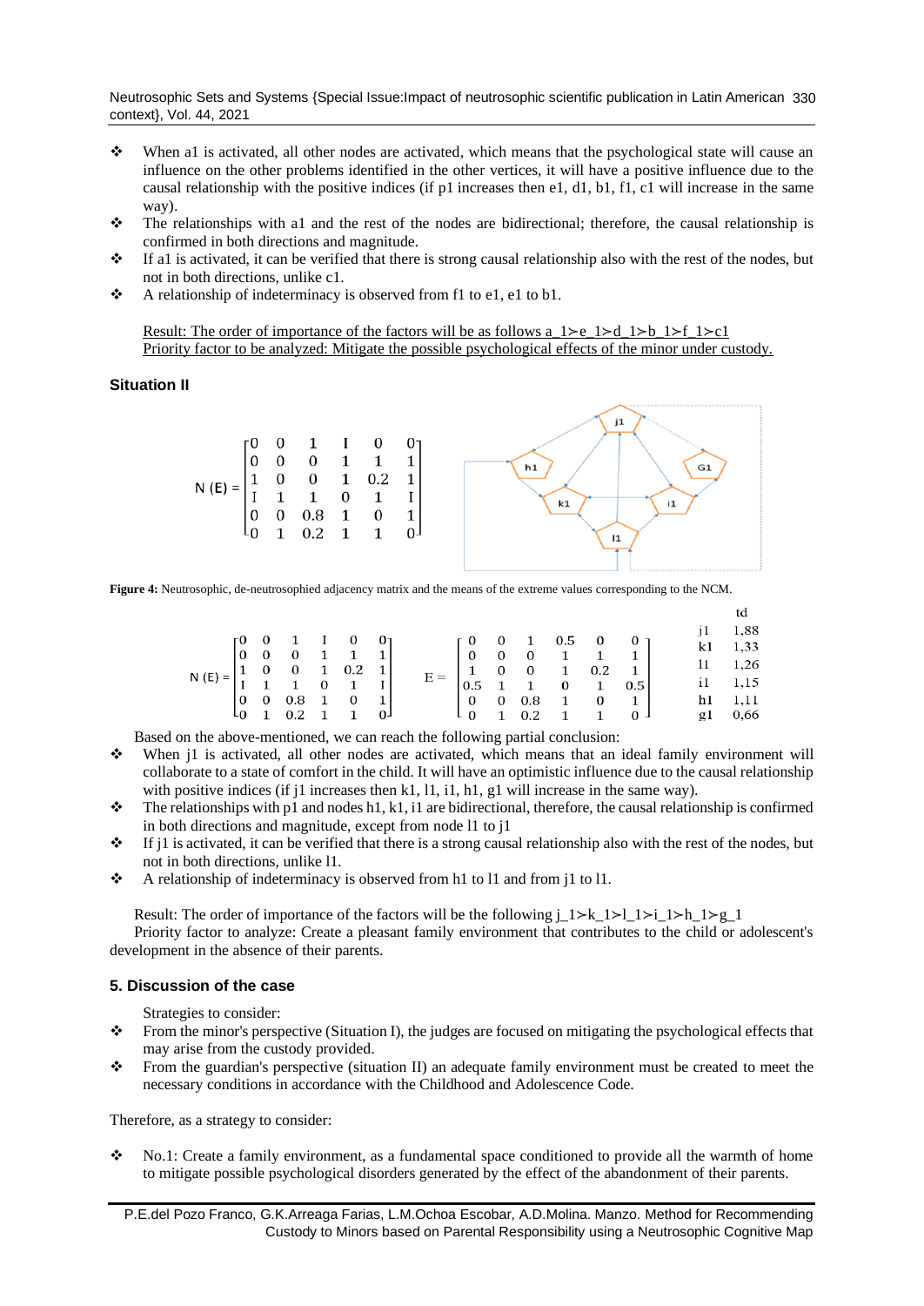- When a1 is activated, all other nodes are activated, which means that the psychological state will cause an influence on the other problems identified in the other vertices, it will have a positive influence due to the causal relationship with the positive indices (if p1 increases then e1, d1, b1, f1, c1 will increase in the same way).
- The relationships with a1 and the rest of the nodes are bidirectional; therefore, the causal relationship is confirmed in both directions and magnitude.
- If a1 is activated, it can be verified that there is strong causal relationship also with the rest of the nodes, but not in both directions, unlike c1.
- A relationship of indeterminacy is observed from f1 to e1, e1 to b1.

Result: The order of importance of the factors will be as follows $a\_1 \succ e\_1 \succ d\_1 \succ b\_1 \succ f\_1 \succ c1$
Priority factor to be analyzed: Mitigate the possible psychological effects of the minor under custody.

**Situation II**

$$
N(E) = \begin{bmatrix} 0 & 0 & 1 & I & 0 & 0 \\ 0 & 0 & 0 & 1 & 1 & 1 \\ 1 & 0 & 0 & 1 & 0.2 & 1 \\ I & 1 & 1 & 0 & 1 & I \\ 0 & 0 & 0.8 & 1 & 0 & 1 \\ 0 & 1 & 0.2 & 1 & 1 & 0 \end{bmatrix}
$$

**Figure 4:** Neutrosophic, de-neutrosophied adjacency matrix and the means of the extreme values corresponding to the NCM.

$$
N(E) = \begin{bmatrix} 0 & 0 & 1 & I & 0 & 0 \\ 0 & 0 & 0 & 1 & 1 & 1 \\ 1 & 0 & 0 & 1 & 0.2 & 1 \\ I & 1 & 1 & 0 & 1 & I \\ 0 & 0 & 0.8 & 1 & 0 & 1 \\ 0 & 1 & 0.2 & 1 & 1 & 0 \end{bmatrix} \quad E = \begin{bmatrix} 0 & 0 & 1 & 0.5 & 0 & 0 \\ 0 & 0 & 0 & 1 & 1 & 1 \\ 1 & 0 & 0 & 1 & 0.2 & 1 \\ 0.5 & 1 & 1 & 0 & 1 & 0.5 \\ 0 & 0 & 0.8 & 1 & 0 & 1 \\ 0 & 1 & 0.2 & 1 & 1 & 0 \end{bmatrix}
$$

| | td |
|---|---|
| j1 | 1,88 |
| k1 | 1,33 |
| l1 | 1,26 |
| i1 | 1,15 |
| h1 | 1,11 |
| g1 | 0,66 |

Based on the above-mentioned, we can reach the following partial conclusion:

- When j1 is activated, all other nodes are activated, which means that an ideal family environment will collaborate to a state of comfort in the child. It will have an optimistic influence due to the causal relationship with positive indices (if j1 increases then k1, l1, i1, h1, g1 will increase in the same way).
- The relationships with p1 and nodes h1, k1, i1 are bidirectional, therefore, the causal relationship is confirmed in both directions and magnitude, except from node l1 to j1
- If j1 is activated, it can be verified that there is a strong causal relationship also with the rest of the nodes, but not in both directions, unlike l1.
- A relationship of indeterminacy is observed from h1 to l1 and from j1 to l1.

Result: The order of importance of the factors will be the following $j\_1 \succ k\_1 \succ l\_1 \succ i\_1 \succ h\_1 \succ g\_1$

Priority factor to analyze: Create a pleasant family environment that contributes to the child or adolescent's development in the absence of their parents.

## 5. Discussion of the case

Strategies to consider:

- From the minor's perspective (Situation I), the judges are focused on mitigating the psychological effects that may arise from the custody provided.
- From the guardian's perspective (situation II) an adequate family environment must be created to meet the necessary conditions in accordance with the Childhood and Adolescence Code.

Therefore, as a strategy to consider:

- No.1: Create a family environment, as a fundamental space conditioned to provide all the warmth of home to mitigate possible psychological disorders generated by the effect of the abandonment of their parents.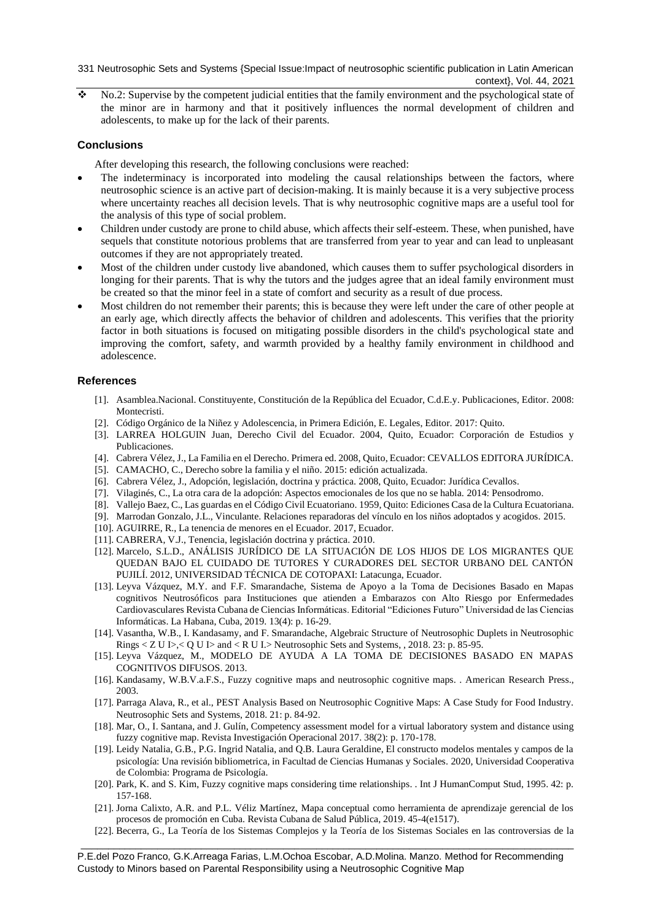- No.2: Supervise by the competent judicial entities that the family environment and the psychological state of the minor are in harmony and that it positively influences the normal development of children and adolescents, to make up for the lack of their parents.

## Conclusions

After developing this research, the following conclusions were reached:

- The indeterminacy is incorporated into modeling the causal relationships between the factors, where neutrosophic science is an active part of decision-making. It is mainly because it is a very subjective process where uncertainty reaches all decision levels. That is why neutrosophic cognitive maps are a useful tool for the analysis of this type of social problem.
- Children under custody are prone to child abuse, which affects their self-esteem. These, when punished, have sequels that constitute notorious problems that are transferred from year to year and can lead to unpleasant outcomes if they are not appropriately treated.
- Most of the children under custody live abandoned, which causes them to suffer psychological disorders in longing for their parents. That is why the tutors and the judges agree that an ideal family environment must be created so that the minor feel in a state of comfort and security as a result of due process.
- Most children do not remember their parents; this is because they were left under the care of other people at an early age, which directly affects the behavior of children and adolescents. This verifies that the priority factor in both situations is focused on mitigating possible disorders in the child's psychological state and improving the comfort, safety, and warmth provided by a healthy family environment in childhood and adolescence.

## References

[1]. Asamblea.Nacional. Constituyente, Constitución de la República del Ecuador, C.d.E.y. Publicaciones, Editor. 2008: Montecristi.

[2]. Código Orgánico de la Niñez y Adolescencia, in Primera Edición, E. Legales, Editor. 2017: Quito.

[3]. LARREA HOLGUIN Juan, Derecho Civil del Ecuador. 2004, Quito, Ecuador: Corporación de Estudios y Publicaciones.

[4]. Cabrera Vélez, J., La Familia en el Derecho. Primera ed. 2008, Quito, Ecuador: CEVALLOS EDITORA JURÍDICA.

[5]. CAMACHO, C., Derecho sobre la familia y el niño. 2015: edición actualizada.

[6]. Cabrera Vélez, J., Adopción, legislación, doctrina y práctica. 2008, Quito, Ecuador: Jurídica Cevallos.

[7]. Vilaginés, C., La otra cara de la adopción: Aspectos emocionales de los que no se habla. 2014: Pensodromo.

[8]. Vallejo Baez, C., Las guardas en el Código Civil Ecuatoriano. 1959, Quito: Ediciones Casa de la Cultura Ecuatoriana.

[9]. Marrodan Gonzalo, J.L., Vinculante. Relaciones reparadoras del vínculo en los niños adoptados y acogidos. 2015.

[10]. AGUIRRE, R., La tenencia de menores en el Ecuador. 2017, Ecuador.

[11]. CABRERA, V.J., Tenencia, legislación doctrina y práctica. 2010.

[12]. Marcelo, S.L.D., ANÁLISIS JURÍDICO DE LA SITUACIÓN DE LOS HIJOS DE LOS MIGRANTES QUE QUEDAN BAJO EL CUIDADO DE TUTORES Y CURADORES DEL SECTOR URBANO DEL CANTÓN PUJILÍ. 2012, UNIVERSIDAD TÉCNICA DE COTOPAXI: Latacunga, Ecuador.

[13]. Leyva Vázquez, M.Y. and F.F. Smarandache, Sistema de Apoyo a la Toma de Decisiones Basado en Mapas cognitivos Neutrosóficos para Instituciones que atienden a Embarazos con Alto Riesgo por Enfermedades Cardiovasculares Revista Cubana de Ciencias Informáticas. Editorial "Ediciones Futuro" Universidad de las Ciencias Informáticas. La Habana, Cuba, 2019. 13(4): p. 16-29.

[14]. Vasantha, W.B., I. Kandasamy, and F. Smarandache, Algebraic Structure of Neutrosophic Duplets in Neutrosophic Rings < Z U I>,< Q U I> and < R U I.> Neutrosophic Sets and Systems, , 2018. 23: p. 85-95.

[15]. Leyva Vázquez, M., MODELO DE AYUDA A LA TOMA DE DECISIONES BASADO EN MAPAS COGNITIVOS DIFUSOS. 2013.

[16]. Kandasamy, W.B.V.a.F.S., Fuzzy cognitive maps and neutrosophic cognitive maps. . American Research Press., 2003.

[17]. Parraga Alava, R., et al., PEST Analysis Based on Neutrosophic Cognitive Maps: A Case Study for Food Industry. Neutrosophic Sets and Systems, 2018. 21: p. 84-92.

[18]. Mar, O., I. Santana, and J. Gulín, Competency assessment model for a virtual laboratory system and distance using fuzzy cognitive map. Revista Investigación Operacional 2017. 38(2): p. 170-178.

[19]. Leidy Natalia, G.B., P.G. Ingrid Natalia, and Q.B. Laura Geraldine, El constructo modelos mentales y campos de la psicología: Una revisión bibliometrica, in Facultad de Ciencias Humanas y Sociales. 2020, Universidad Cooperativa de Colombia: Programa de Psicología.

[20]. Park, K. and S. Kim, Fuzzy cognitive maps considering time relationships. . Int J HumanComput Stud, 1995. 42: p. 157-168.

[21]. Jorna Calixto, A.R. and P.L. Véliz Martínez, Mapa conceptual como herramienta de aprendizaje gerencial de los procesos de promoción en Cuba. Revista Cubana de Salud Pública, 2019. 45-4(e1517).

[22]. Becerra, G., La Teoría de los Sistemas Complejos y la Teoría de los Sistemas Sociales en las controversias de la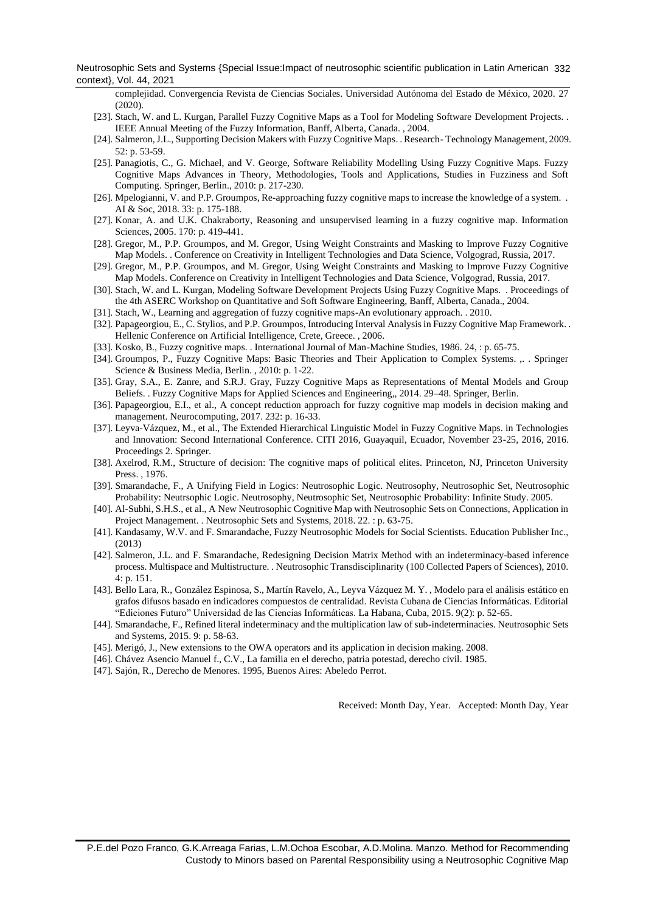complejidad. Convergencia Revista de Ciencias Sociales. Universidad Autónoma del Estado de México, 2020. 27 (2020).

[23]. Stach, W. and L. Kurgan, Parallel Fuzzy Cognitive Maps as a Tool for Modeling Software Development Projects. . IEEE Annual Meeting of the Fuzzy Information, Banff, Alberta, Canada. , 2004.

[24]. Salmeron, J.L., Supporting Decision Makers with Fuzzy Cognitive Maps. . Research- Technology Management, 2009. 52: p. 53-59.

[25]. Panagiotis, C., G. Michael, and V. George, Software Reliability Modelling Using Fuzzy Cognitive Maps. Fuzzy Cognitive Maps Advances in Theory, Methodologies, Tools and Applications, Studies in Fuzziness and Soft Computing. Springer, Berlin., 2010: p. 217-230.

[26]. Mpelogianni, V. and P.P. Groumpos, Re-approaching fuzzy cognitive maps to increase the knowledge of a system. . AI & Soc, 2018. 33: p. 175-188.

[27]. Konar, A. and U.K. Chakraborty, Reasoning and unsupervised learning in a fuzzy cognitive map. Information Sciences, 2005. 170: p. 419-441.

[28]. Gregor, M., P.P. Groumpos, and M. Gregor, Using Weight Constraints and Masking to Improve Fuzzy Cognitive Map Models. . Conference on Creativity in Intelligent Technologies and Data Science, Volgograd, Russia, 2017.

[29]. Gregor, M., P.P. Groumpos, and M. Gregor, Using Weight Constraints and Masking to Improve Fuzzy Cognitive Map Models. Conference on Creativity in Intelligent Technologies and Data Science, Volgograd, Russia, 2017.

[30]. Stach, W. and L. Kurgan, Modeling Software Development Projects Using Fuzzy Cognitive Maps. . Proceedings of the 4th ASERC Workshop on Quantitative and Soft Software Engineering, Banff, Alberta, Canada., 2004.

[31]. Stach, W., Learning and aggregation of fuzzy cognitive maps-An evolutionary approach. . 2010.

[32]. Papageorgiou, E., C. Stylios, and P.P. Groumpos, Introducing Interval Analysis in Fuzzy Cognitive Map Framework. . Hellenic Conference on Artificial Intelligence, Crete, Greece. , 2006.

[33]. Kosko, B., Fuzzy cognitive maps. . International Journal of Man-Machine Studies, 1986. 24, : p. 65-75.

[34]. Groumpos, P., Fuzzy Cognitive Maps: Basic Theories and Their Application to Complex Systems. ,. . Springer Science & Business Media, Berlin. , 2010: p. 1-22.

[35]. Gray, S.A., E. Zanre, and S.R.J. Gray, Fuzzy Cognitive Maps as Representations of Mental Models and Group Beliefs. . Fuzzy Cognitive Maps for Applied Sciences and Engineering,, 2014. 29–48. Springer, Berlin.

[36]. Papageorgiou, E.I., et al., A concept reduction approach for fuzzy cognitive map models in decision making and management. Neurocomputing, 2017. 232: p. 16-33.

[37]. Leyva-Vázquez, M., et al., The Extended Hierarchical Linguistic Model in Fuzzy Cognitive Maps. in Technologies and Innovation: Second International Conference. CITI 2016, Guayaquil, Ecuador, November 23-25, 2016, 2016. Proceedings 2. Springer.

[38]. Axelrod, R.M., Structure of decision: The cognitive maps of political elites. Princeton, NJ, Princeton University Press. , 1976.

[39]. Smarandache, F., A Unifying Field in Logics: Neutrosophic Logic. Neutrosophy, Neutrosophic Set, Neutrosophic Probability: Neutrsophic Logic. Neutrosophy, Neutrosophic Set, Neutrosophic Probability: Infinite Study. 2005.

[40]. Al-Subhi, S.H.S., et al., A New Neutrosophic Cognitive Map with Neutrosophic Sets on Connections, Application in Project Management. . Neutrosophic Sets and Systems, 2018. 22. : p. 63-75.

[41]. Kandasamy, W.V. and F. Smarandache, Fuzzy Neutrosophic Models for Social Scientists. Education Publisher Inc., (2013)

[42]. Salmeron, J.L. and F. Smarandache, Redesigning Decision Matrix Method with an indeterminacy-based inference process. Multispace and Multistructure. . Neutrosophic Transdisciplinarity (100 Collected Papers of Sciences), 2010. 4: p. 151.

[43]. Bello Lara, R., González Espinosa, S., Martín Ravelo, A., Leyva Vázquez M. Y. , Modelo para el análisis estático en grafos difusos basado en indicadores compuestos de centralidad. Revista Cubana de Ciencias Informáticas. Editorial "Ediciones Futuro" Universidad de las Ciencias Informáticas. La Habana, Cuba, 2015. 9(2): p. 52-65.

[44]. Smarandache, F., Refined literal indeterminacy and the multiplication law of sub-indeterminacies. Neutrosophic Sets and Systems, 2015. 9: p. 58-63.

[45]. Merigó, J., New extensions to the OWA operators and its application in decision making. 2008.

[46]. Chávez Asencio Manuel f., C.V., La familia en el derecho, patria potestad, derecho civil. 1985.

[47]. Sajón, R., Derecho de Menores. 1995, Buenos Aires: Abeledo Perrot.

Received: Month Day, Year. Accepted: Month Day, Year